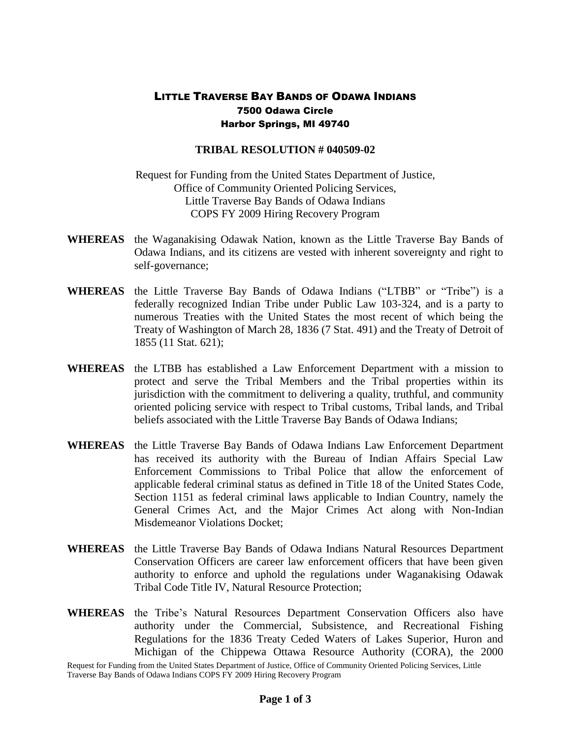# LITTLE TRAVERSE BAY BANDS OF ODAWA INDIANS

**7500 Odawa Circle**
**Harbor Springs, MI 49740**

## TRIBAL RESOLUTION # 040509-02

Request for Funding from the United States Department of Justice,
Office of Community Oriented Policing Services,
Little Traverse Bay Bands of Odawa Indians
COPS FY 2009 Hiring Recovery Program

**WHEREAS** the Waganakising Odawak Nation, known as the Little Traverse Bay Bands of Odawa Indians, and its citizens are vested with inherent sovereignty and right to self-governance;

**WHEREAS** the Little Traverse Bay Bands of Odawa Indians ("LTBB" or "Tribe") is a federally recognized Indian Tribe under Public Law 103-324, and is a party to numerous Treaties with the United States the most recent of which being the Treaty of Washington of March 28, 1836 (7 Stat. 491) and the Treaty of Detroit of 1855 (11 Stat. 621);

**WHEREAS** the LTBB has established a Law Enforcement Department with a mission to protect and serve the Tribal Members and the Tribal properties within its jurisdiction with the commitment to delivering a quality, truthful, and community oriented policing service with respect to Tribal customs, Tribal lands, and Tribal beliefs associated with the Little Traverse Bay Bands of Odawa Indians;

**WHEREAS** the Little Traverse Bay Bands of Odawa Indians Law Enforcement Department has received its authority with the Bureau of Indian Affairs Special Law Enforcement Commissions to Tribal Police that allow the enforcement of applicable federal criminal status as defined in Title 18 of the United States Code, Section 1151 as federal criminal laws applicable to Indian Country, namely the General Crimes Act, and the Major Crimes Act along with Non-Indian Misdemeanor Violations Docket;

**WHEREAS** the Little Traverse Bay Bands of Odawa Indians Natural Resources Department Conservation Officers are career law enforcement officers that have been given authority to enforce and uphold the regulations under Waganakising Odawak Tribal Code Title IV, Natural Resource Protection;

**WHEREAS** the Tribe's Natural Resources Department Conservation Officers also have authority under the Commercial, Subsistence, and Recreational Fishing Regulations for the 1836 Treaty Ceded Waters of Lakes Superior, Huron and Michigan of the Chippewa Ottawa Resource Authority (CORA), the 2000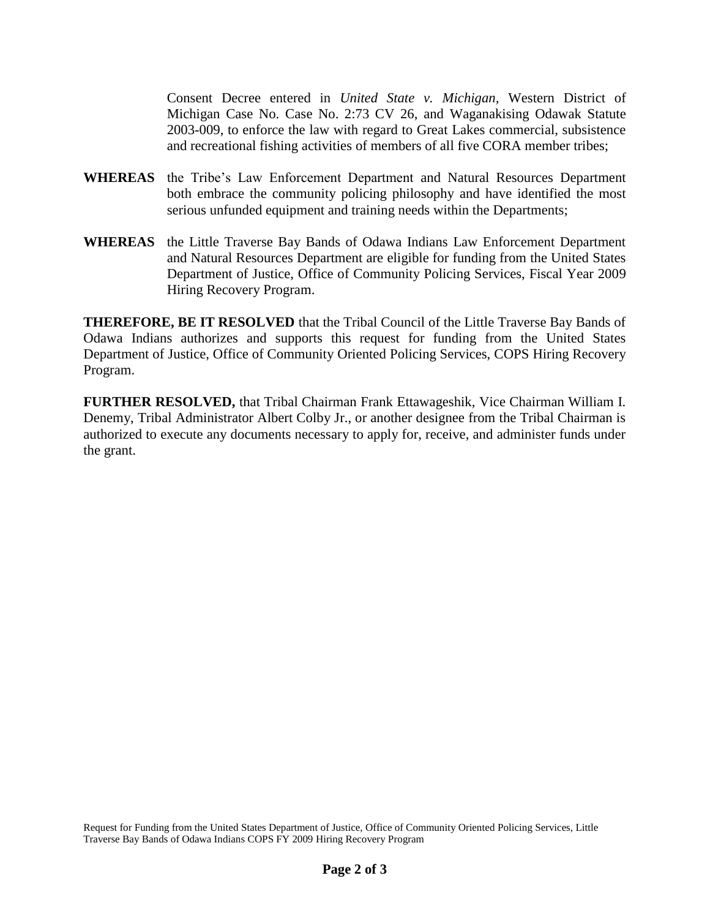Consent Decree entered in *United State v. Michigan*, Western District of Michigan Case No. Case No. 2:73 CV 26, and Waganakising Odawak Statute 2003-009, to enforce the law with regard to Great Lakes commercial, subsistence and recreational fishing activities of members of all five CORA member tribes;

**WHEREAS** the Tribe's Law Enforcement Department and Natural Resources Department both embrace the community policing philosophy and have identified the most serious unfunded equipment and training needs within the Departments;

**WHEREAS** the Little Traverse Bay Bands of Odawa Indians Law Enforcement Department and Natural Resources Department are eligible for funding from the United States Department of Justice, Office of Community Policing Services, Fiscal Year 2009 Hiring Recovery Program.

**THEREFORE, BE IT RESOLVED** that the Tribal Council of the Little Traverse Bay Bands of Odawa Indians authorizes and supports this request for funding from the United States Department of Justice, Office of Community Oriented Policing Services, COPS Hiring Recovery Program.

**FURTHER RESOLVED,** that Tribal Chairman Frank Ettawageshik, Vice Chairman William I. Denemy, Tribal Administrator Albert Colby Jr., or another designee from the Tribal Chairman is authorized to execute any documents necessary to apply for, receive, and administer funds under the grant.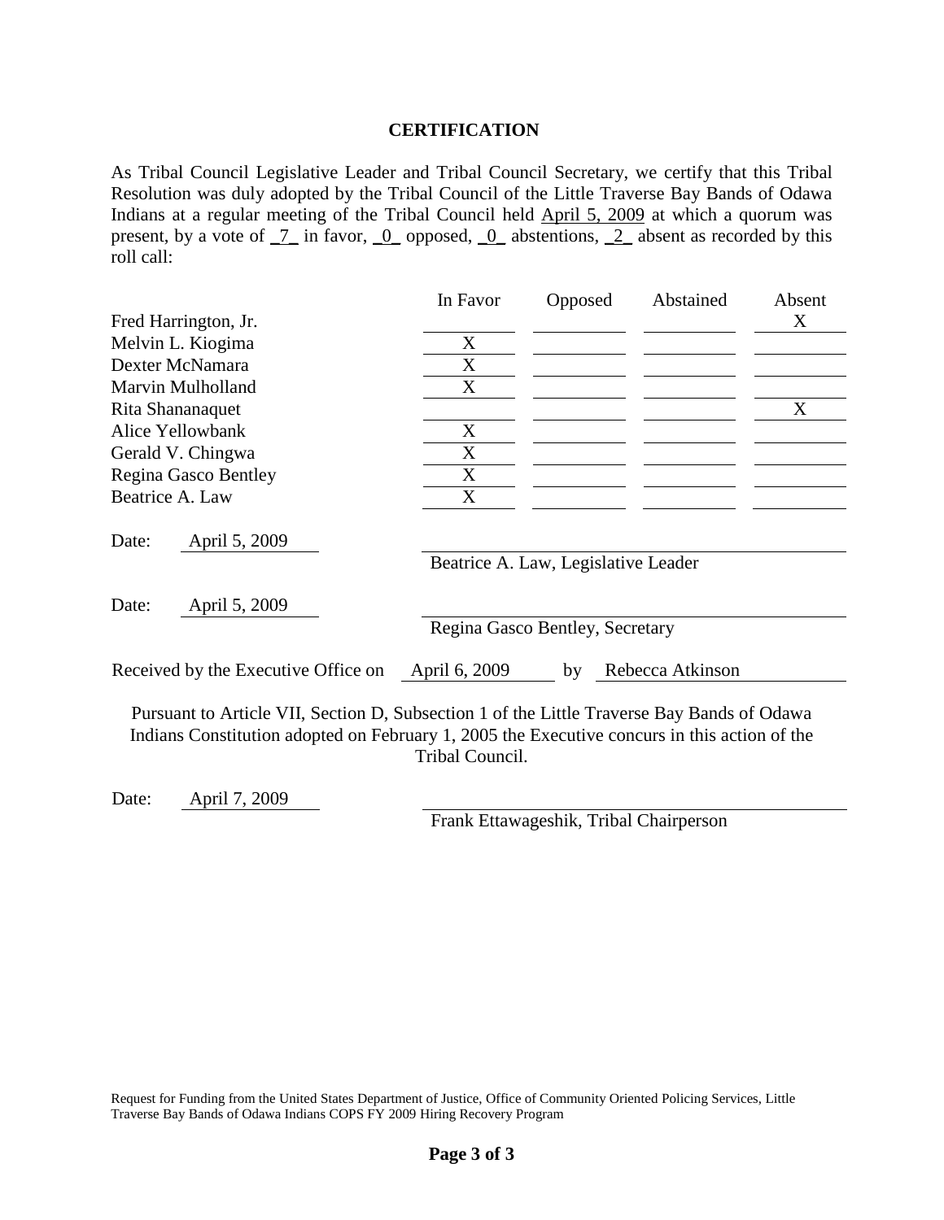## CERTIFICATION

As Tribal Council Legislative Leader and Tribal Council Secretary, we certify that this Tribal Resolution was duly adopted by the Tribal Council of the Little Traverse Bay Bands of Odawa Indians at a regular meeting of the Tribal Council held April 5, 2009 at which a quorum was present, by a vote of _7_ in favor, _0_ opposed, _0_ abstentions, _2_ absent as recorded by this roll call:

| | In Favor | Opposed | Abstained | Absent |
|---|---|---|---|---|
| Fred Harrington, Jr. | | | | X |
| Melvin L. Kiogima | X | | | |
| Dexter McNamara | X | | | |
| Marvin Mulholland | X | | | |
| Rita Shananaquet | | | | X |
| Alice Yellowbank | X | | | |
| Gerald V. Chingwa | X | | | |
| Regina Gasco Bentley | X | | | |
| Beatrice A. Law | X | | | |

Date: April 5, 2009

Beatrice A. Law, Legislative Leader

Date: April 5, 2009

Regina Gasco Bentley, Secretary

Received by the Executive Office on April 6, 2009 by Rebecca Atkinson

Pursuant to Article VII, Section D, Subsection 1 of the Little Traverse Bay Bands of Odawa Indians Constitution adopted on February 1, 2005 the Executive concurs in this action of the Tribal Council.

Date: April 7, 2009

Frank Ettawageshik, Tribal Chairperson

Request for Funding from the United States Department of Justice, Office of Community Oriented Policing Services, Little Traverse Bay Bands of Odawa Indians COPS FY 2009 Hiring Recovery Program